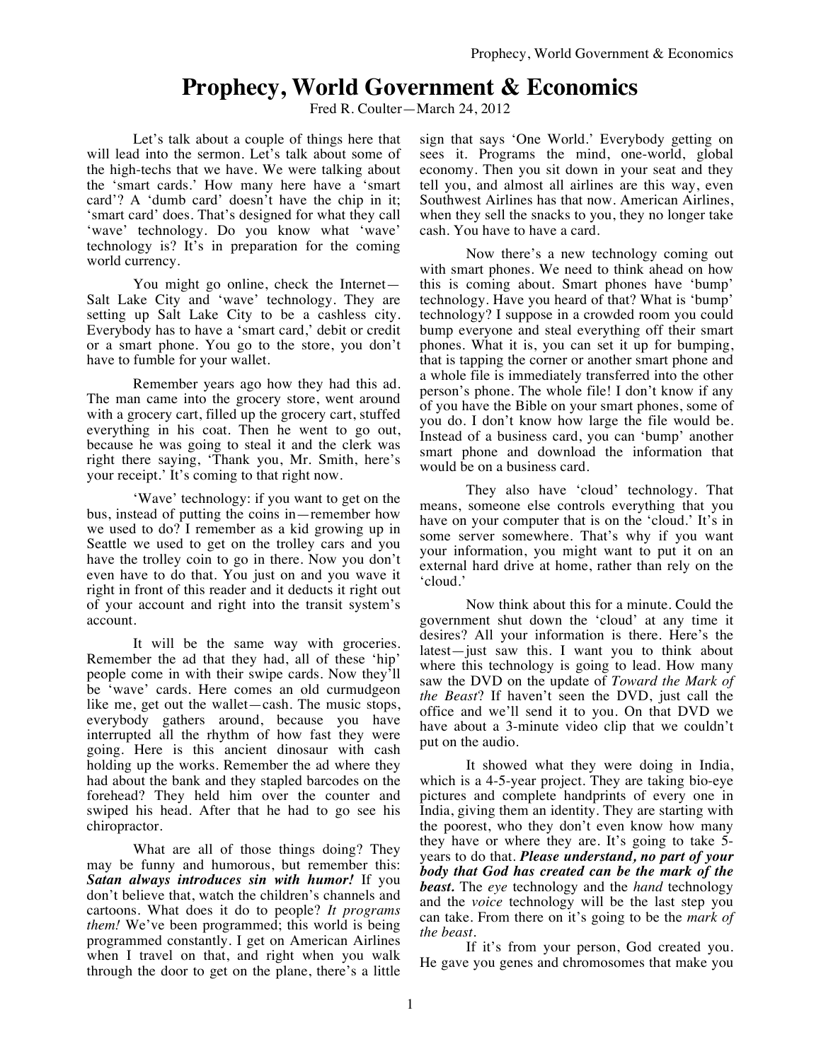# Prophecy, World Government & Economics

Fred R. Coulter—March 24, 2012

Let's talk about a couple of things here that will lead into the sermon. Let's talk about some of the high-techs that we have. We were talking about the 'smart cards.' How many here have a 'smart card'? A 'dumb card' doesn't have the chip in it; 'smart card' does. That's designed for what they call 'wave' technology. Do you know what 'wave' technology is? It's in preparation for the coming world currency.

You might go online, check the Internet—Salt Lake City and 'wave' technology. They are setting up Salt Lake City to be a cashless city. Everybody has to have a 'smart card,' debit or credit or a smart phone. You go to the store, you don't have to fumble for your wallet.

Remember years ago how they had this ad. The man came into the grocery store, went around with a grocery cart, filled up the grocery cart, stuffed everything in his coat. Then he went to go out, because he was going to steal it and the clerk was right there saying, 'Thank you, Mr. Smith, here's your receipt.' It's coming to that right now.

'Wave' technology: if you want to get on the bus, instead of putting the coins in—remember how we used to do? I remember as a kid growing up in Seattle we used to get on the trolley cars and you have the trolley coin to go in there. Now you don't even have to do that. You just on and you wave it right in front of this reader and it deducts it right out of your account and right into the transit system's account.

It will be the same way with groceries. Remember the ad that they had, all of these 'hip' people come in with their swipe cards. Now they'll be 'wave' cards. Here comes an old curmudgeon like me, get out the wallet—cash. The music stops, everybody gathers around, because you have interrupted all the rhythm of how fast they were going. Here is this ancient dinosaur with cash holding up the works. Remember the ad where they had about the bank and they stapled barcodes on the forehead? They held him over the counter and swiped his head. After that he had to go see his chiropractor.

What are all of those things doing? They may be funny and humorous, but remember this: ***Satan always introduces sin with humor!*** If you don't believe that, watch the children's channels and cartoons. What does it do to people? *It programs them!* We've been programmed; this world is being programmed constantly. I get on American Airlines when I travel on that, and right when you walk through the door to get on the plane, there's a little sign that says 'One World.' Everybody getting on sees it. Programs the mind, one-world, global economy. Then you sit down in your seat and they tell you, and almost all airlines are this way, even Southwest Airlines has that now. American Airlines, when they sell the snacks to you, they no longer take cash. You have to have a card.

Now there's a new technology coming out with smart phones. We need to think ahead on how this is coming about. Smart phones have 'bump' technology. Have you heard of that? What is 'bump' technology? I suppose in a crowded room you could bump everyone and steal everything off their smart phones. What it is, you can set it up for bumping, that is tapping the corner or another smart phone and a whole file is immediately transferred into the other person's phone. The whole file! I don't know if any of you have the Bible on your smart phones, some of you do. I don't know how large the file would be. Instead of a business card, you can 'bump' another smart phone and download the information that would be on a business card.

They also have 'cloud' technology. That means, someone else controls everything that you have on your computer that is on the 'cloud.' It's in some server somewhere. That's why if you want your information, you might want to put it on an external hard drive at home, rather than rely on the 'cloud.'

Now think about this for a minute. Could the government shut down the 'cloud' at any time it desires? All your information is there. Here's the latest—just saw this. I want you to think about where this technology is going to lead. How many saw the DVD on the update of *Toward the Mark of the Beast*? If haven't seen the DVD, just call the office and we'll send it to you. On that DVD we have about a 3-minute video clip that we couldn't put on the audio.

It showed what they were doing in India, which is a 4-5-year project. They are taking bio-eye pictures and complete handprints of every one in India, giving them an identity. They are starting with the poorest, who they don't even know how many they have or where they are. It's going to take 5-years to do that. ***Please understand, no part of your body that God has created can be the mark of the beast.*** The *eye* technology and the *hand* technology and the *voice* technology will be the last step you can take. From there on it's going to be the *mark of the beast*.

If it's from your person, God created you. He gave you genes and chromosomes that make you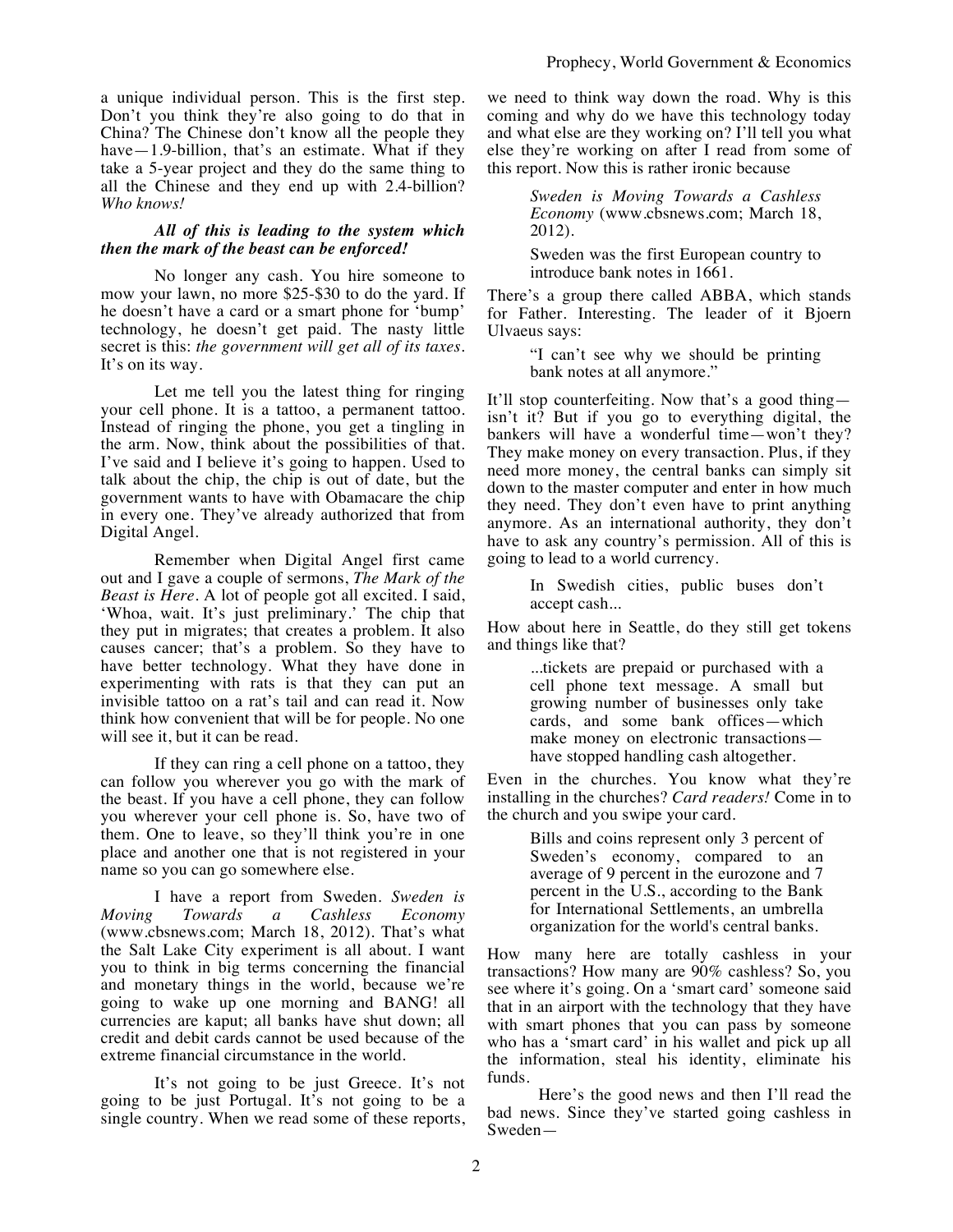a unique individual person. This is the first step. Don't you think they're also going to do that in China? The Chinese don't know all the people they have—1.9-billion, that's an estimate. What if they take a 5-year project and they do the same thing to all the Chinese and they end up with 2.4-billion? *Who knows!*

***All of this is leading to the system which then the mark of the beast can be enforced!***

No longer any cash. You hire someone to mow your lawn, no more $25-$30 to do the yard. If he doesn't have a card or a smart phone for 'bump' technology, he doesn't get paid. The nasty little secret is this: *the government will get all of its taxes*. It's on its way.

Let me tell you the latest thing for ringing your cell phone. It is a tattoo, a permanent tattoo. Instead of ringing the phone, you get a tingling in the arm. Now, think about the possibilities of that. I've said and I believe it's going to happen. Used to talk about the chip, the chip is out of date, but the government wants to have with Obamacare the chip in every one. They've already authorized that from Digital Angel.

Remember when Digital Angel first came out and I gave a couple of sermons, *The Mark of the Beast is Here*. A lot of people got all excited. I said, 'Whoa, wait. It's just preliminary.' The chip that they put in migrates; that creates a problem. It also causes cancer; that's a problem. So they have to have better technology. What they have done in experimenting with rats is that they can put an invisible tattoo on a rat's tail and can read it. Now think how convenient that will be for people. No one will see it, but it can be read.

If they can ring a cell phone on a tattoo, they can follow you wherever you go with the mark of the beast. If you have a cell phone, they can follow you wherever your cell phone is. So, have two of them. One to leave, so they'll think you're in one place and another one that is not registered in your name so you can go somewhere else.

I have a report from Sweden. *Sweden is Moving Towards a Cashless Economy* (www.cbsnews.com; March 18, 2012). That's what the Salt Lake City experiment is all about. I want you to think in big terms concerning the financial and monetary things in the world, because we're going to wake up one morning and BANG! all currencies are kaput; all banks have shut down; all credit and debit cards cannot be used because of the extreme financial circumstance in the world.

It's not going to be just Greece. It's not going to be just Portugal. It's not going to be a single country. When we read some of these reports, we need to think way down the road. Why is this coming and why do we have this technology today and what else are they working on? I'll tell you what else they're working on after I read from some of this report. Now this is rather ironic because

> *Sweden is Moving Towards a Cashless Economy* (www.cbsnews.com; March 18, 2012).
>
> Sweden was the first European country to introduce bank notes in 1661.

There's a group there called ABBA, which stands for Father. Interesting. The leader of it Bjoern Ulvaeus says:

> "I can't see why we should be printing bank notes at all anymore."

It'll stop counterfeiting. Now that's a good thing—isn't it? But if you go to everything digital, the bankers will have a wonderful time—won't they? They make money on every transaction. Plus, if they need more money, the central banks can simply sit down to the master computer and enter in how much they need. They don't even have to print anything anymore. As an international authority, they don't have to ask any country's permission. All of this is going to lead to a world currency.

> In Swedish cities, public buses don't accept cash...

How about here in Seattle, do they still get tokens and things like that?

> ...tickets are prepaid or purchased with a cell phone text message. A small but growing number of businesses only take cards, and some bank offices—which make money on electronic transactions—have stopped handling cash altogether.

Even in the churches. You know what they're installing in the churches? *Card readers!* Come in to the church and you swipe your card.

> Bills and coins represent only 3 percent of Sweden's economy, compared to an average of 9 percent in the eurozone and 7 percent in the U.S., according to the Bank for International Settlements, an umbrella organization for the world's central banks.

How many here are totally cashless in your transactions? How many are 90% cashless? So, you see where it's going. On a 'smart card' someone said that in an airport with the technology that they have with smart phones that you can pass by someone who has a 'smart card' in his wallet and pick up all the information, steal his identity, eliminate his funds.

Here's the good news and then I'll read the bad news. Since they've started going cashless in Sweden—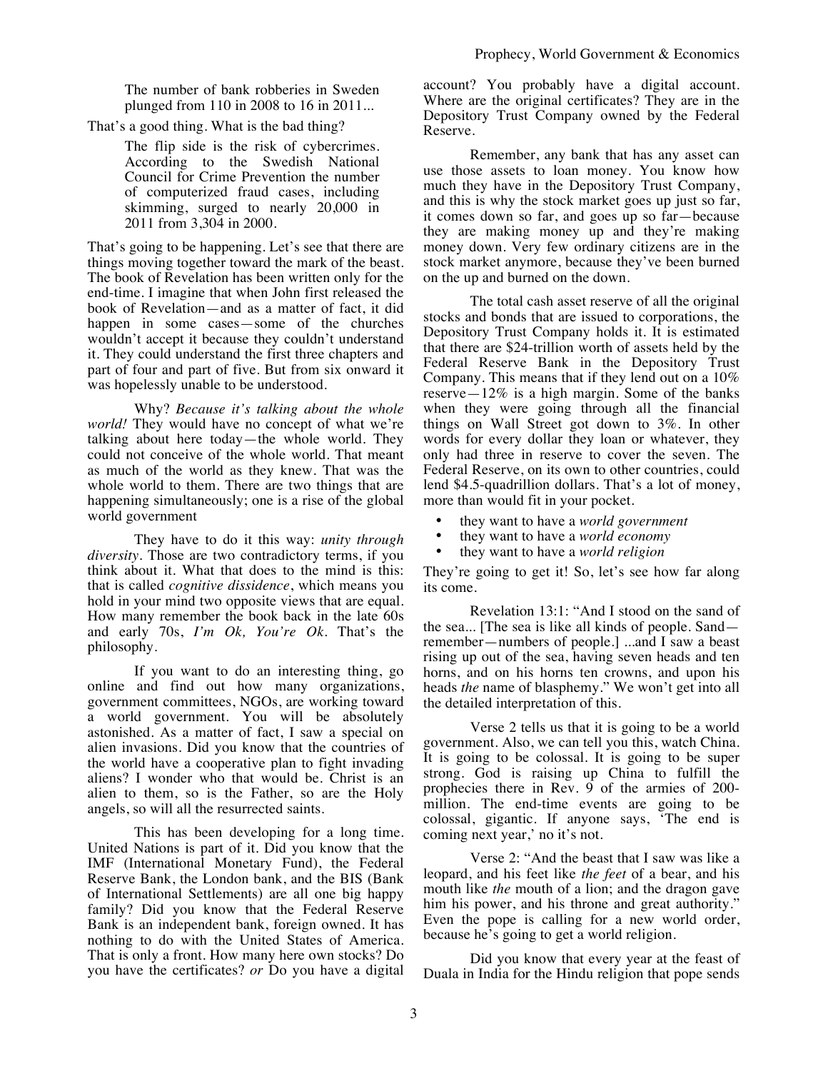> The number of bank robberies in Sweden plunged from 110 in 2008 to 16 in 2011...

That's a good thing. What is the bad thing?

> The flip side is the risk of cybercrimes. According to the Swedish National Council for Crime Prevention the number of computerized fraud cases, including skimming, surged to nearly 20,000 in 2011 from 3,304 in 2000.

That's going to be happening. Let's see that there are things moving together toward the mark of the beast. The book of Revelation has been written only for the end-time. I imagine that when John first released the book of Revelation—and as a matter of fact, it did happen in some cases—some of the churches wouldn't accept it because they couldn't understand it. They could understand the first three chapters and part of four and part of five. But from six onward it was hopelessly unable to be understood.

Why? *Because it's talking about the whole world!* They would have no concept of what we're talking about here today—the whole world. They could not conceive of the whole world. That meant as much of the world as they knew. That was the whole world to them. There are two things that are happening simultaneously; one is a rise of the global world government

They have to do it this way: *unity through diversity*. Those are two contradictory terms, if you think about it. What that does to the mind is this: that is called *cognitive dissidence*, which means you hold in your mind two opposite views that are equal. How many remember the book back in the late 60s and early 70s, *I'm Ok, You're Ok*. That's the philosophy.

If you want to do an interesting thing, go online and find out how many organizations, government committees, NGOs, are working toward a world government. You will be absolutely astonished. As a matter of fact, I saw a special on alien invasions. Did you know that the countries of the world have a cooperative plan to fight invading aliens? I wonder who that would be. Christ is an alien to them, so is the Father, so are the Holy angels, so will all the resurrected saints.

This has been developing for a long time. United Nations is part of it. Did you know that the IMF (International Monetary Fund), the Federal Reserve Bank, the London bank, and the BIS (Bank of International Settlements) are all one big happy family? Did you know that the Federal Reserve Bank is an independent bank, foreign owned. It has nothing to do with the United States of America. That is only a front. How many here own stocks? Do you have the certificates? *or* Do you have a digital account? You probably have a digital account. Where are the original certificates? They are in the Depository Trust Company owned by the Federal Reserve.

Remember, any bank that has any asset can use those assets to loan money. You know how much they have in the Depository Trust Company, and this is why the stock market goes up just so far, it comes down so far, and goes up so far—because they are making money up and they're making money down. Very few ordinary citizens are in the stock market anymore, because they've been burned on the up and burned on the down.

The total cash asset reserve of all the original stocks and bonds that are issued to corporations, the Depository Trust Company holds it. It is estimated that there are $24-trillion worth of assets held by the Federal Reserve Bank in the Depository Trust Company. This means that if they lend out on a 10% reserve—12% is a high margin. Some of the banks when they were going through all the financial things on Wall Street got down to 3%. In other words for every dollar they loan or whatever, they only had three in reserve to cover the seven. The Federal Reserve, on its own to other countries, could lend $4.5-quadrillion dollars. That's a lot of money, more than would fit in your pocket.

- they want to have a *world government*
- they want to have a *world economy*
- they want to have a *world religion*

They're going to get it! So, let's see how far along its come.

Revelation 13:1: "And I stood on the sand of the sea... [The sea is like all kinds of people. Sand—remember—numbers of people.] ...and I saw a beast rising up out of the sea, having seven heads and ten horns, and on his horns ten crowns, and upon his heads *the* name of blasphemy." We won't get into all the detailed interpretation of this.

Verse 2 tells us that it is going to be a world government. Also, we can tell you this, watch China. It is going to be colossal. It is going to be super strong. God is raising up China to fulfill the prophecies there in Rev. 9 of the armies of 200-million. The end-time events are going to be colossal, gigantic. If anyone says, 'The end is coming next year,' no it's not.

Verse 2: "And the beast that I saw was like a leopard, and his feet like *the feet* of a bear, and his mouth like *the* mouth of a lion; and the dragon gave him his power, and his throne and great authority." Even the pope is calling for a new world order, because he's going to get a world religion.

Did you know that every year at the feast of Duala in India for the Hindu religion that pope sends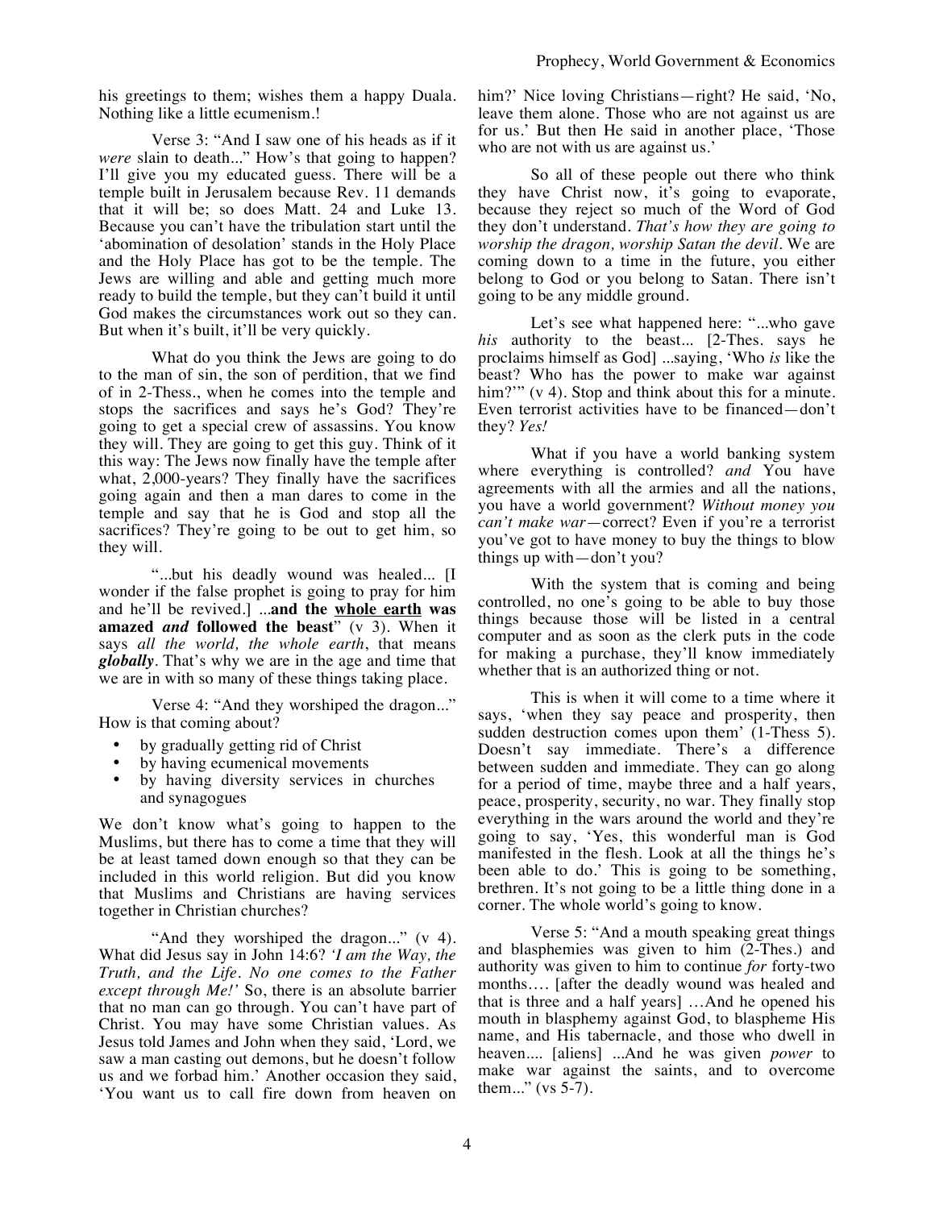his greetings to them; wishes them a happy Duala. Nothing like a little ecumenism.!

Verse 3: "And I saw one of his heads as if it *were* slain to death..." How's that going to happen? I'll give you my educated guess. There will be a temple built in Jerusalem because Rev. 11 demands that it will be; so does Matt. 24 and Luke 13. Because you can't have the tribulation start until the 'abomination of desolation' stands in the Holy Place and the Holy Place has got to be the temple. The Jews are willing and able and getting much more ready to build the temple, but they can't build it until God makes the circumstances work out so they can. But when it's built, it'll be very quickly.

What do you think the Jews are going to do to the man of sin, the son of perdition, that we find of in 2-Thess., when he comes into the temple and stops the sacrifices and says he's God? They're going to get a special crew of assassins. You know they will. They are going to get this guy. Think of it this way: The Jews now finally have the temple after what, 2,000-years? They finally have the sacrifices going again and then a man dares to come in the temple and say that he is God and stop all the sacrifices? They're going to be out to get him, so they will.

"...but his deadly wound was healed... [I wonder if the false prophet is going to pray for him and he'll be revived.] ...**and the <u>whole earth</u> was amazed *and* followed the beast**" (v 3). When it says *all the world, the whole earth*, that means ***globally***. That's why we are in the age and time that we are in with so many of these things taking place.

Verse 4: "And they worshiped the dragon..." How is that coming about?

- by gradually getting rid of Christ
- by having ecumenical movements
- by having diversity services in churches and synagogues

We don't know what's going to happen to the Muslims, but there has to come a time that they will be at least tamed down enough so that they can be included in this world religion. But did you know that Muslims and Christians are having services together in Christian churches?

"And they worshiped the dragon..." (v 4). What did Jesus say in John 14:6? *'I am the Way, the Truth, and the Life. No one comes to the Father except through Me!'* So, there is an absolute barrier that no man can go through. You can't have part of Christ. You may have some Christian values. As Jesus told James and John when they said, 'Lord, we saw a man casting out demons, but he doesn't follow us and we forbad him.' Another occasion they said, 'You want us to call fire down from heaven on him?' Nice loving Christians—right? He said, 'No, leave them alone. Those who are not against us are for us.' But then He said in another place, 'Those who are not with us are against us.'

So all of these people out there who think they have Christ now, it's going to evaporate, because they reject so much of the Word of God they don't understand. *That's how they are going to worship the dragon, worship Satan the devil.* We are coming down to a time in the future, you either belong to God or you belong to Satan. There isn't going to be any middle ground.

Let's see what happened here: "...who gave *his* authority to the beast... [2-Thes. says he proclaims himself as God] ...saying, 'Who *is* like the beast? Who has the power to make war against him?'" (v 4). Stop and think about this for a minute. Even terrorist activities have to be financed—don't they? *Yes!*

What if you have a world banking system where everything is controlled? *and* You have agreements with all the armies and all the nations, you have a world government? *Without money you can't make war*—correct? Even if you're a terrorist you've got to have money to buy the things to blow things up with—don't you?

With the system that is coming and being controlled, no one's going to be able to buy those things because those will be listed in a central computer and as soon as the clerk puts in the code for making a purchase, they'll know immediately whether that is an authorized thing or not.

This is when it will come to a time where it says, 'when they say peace and prosperity, then sudden destruction comes upon them' (1-Thess 5). Doesn't say immediate. There's a difference between sudden and immediate. They can go along for a period of time, maybe three and a half years, peace, prosperity, security, no war. They finally stop everything in the wars around the world and they're going to say, 'Yes, this wonderful man is God manifested in the flesh. Look at all the things he's been able to do.' This is going to be something, brethren. It's not going to be a little thing done in a corner. The whole world's going to know.

Verse 5: "And a mouth speaking great things and blasphemies was given to him (2-Thes.) and authority was given to him to continue *for* forty-two months.... [after the deadly wound was healed and that is three and a half years] …And he opened his mouth in blasphemy against God, to blaspheme His name, and His tabernacle, and those who dwell in heaven.... [aliens] ...And he was given *power* to make war against the saints, and to overcome them..." (vs 5-7).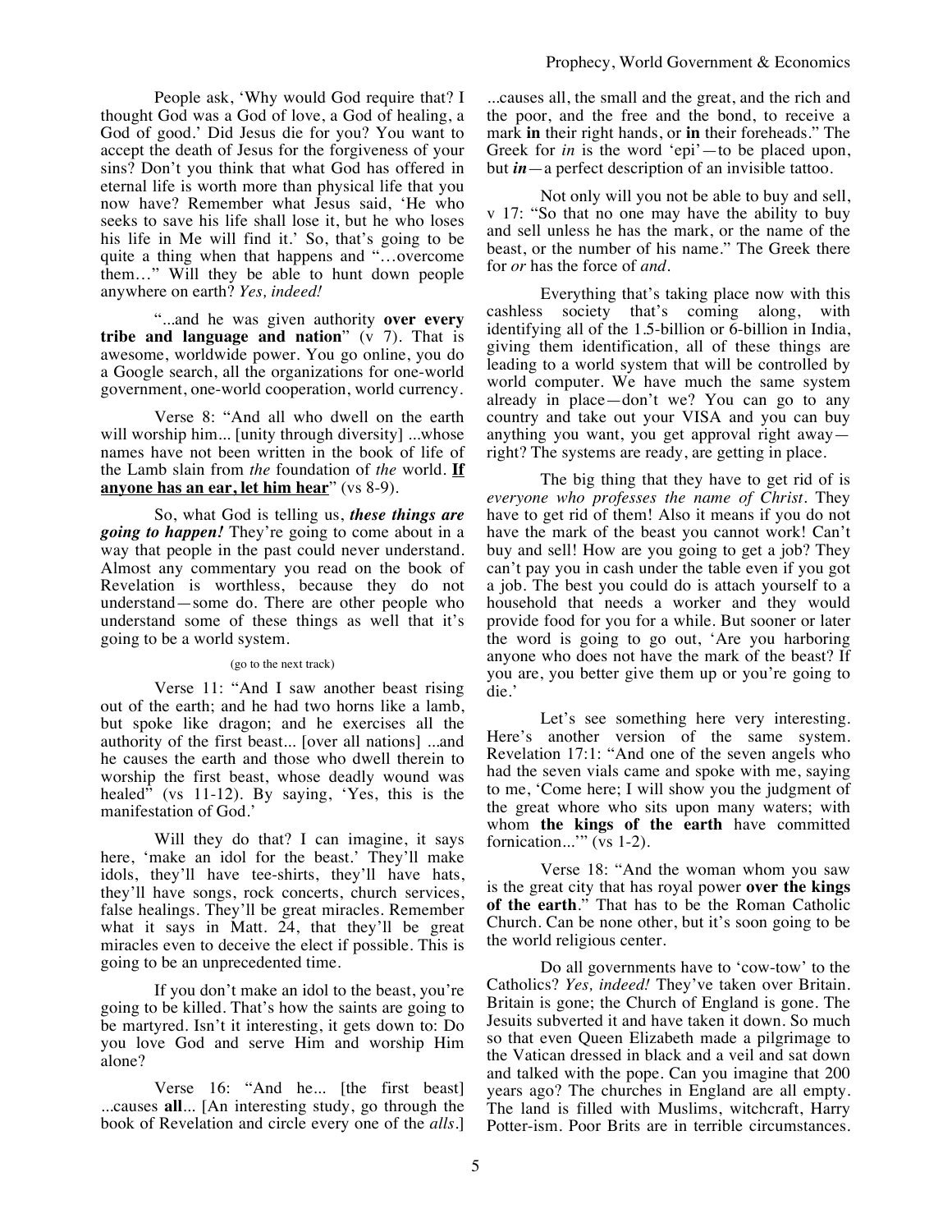People ask, 'Why would God require that? I thought God was a God of love, a God of healing, a God of good.' Did Jesus die for you? You want to accept the death of Jesus for the forgiveness of your sins? Don't you think that what God has offered in eternal life is worth more than physical life that you now have? Remember what Jesus said, 'He who seeks to save his life shall lose it, but he who loses his life in Me will find it.' So, that's going to be quite a thing when that happens and "…overcome them…" Will they be able to hunt down people anywhere on earth? *Yes, indeed!*

"...and he was given authority **over every tribe and language and nation**" (v 7). That is awesome, worldwide power. You go online, you do a Google search, all the organizations for one-world government, one-world cooperation, world currency.

Verse 8: "And all who dwell on the earth will worship him... [unity through diversity] ...whose names have not been written in the book of life of the Lamb slain from *the* foundation of *the* world. **If anyone has an ear, let him hear**" (vs 8-9).

So, what God is telling us, ***these things are going to happen!*** They're going to come about in a way that people in the past could never understand. Almost any commentary you read on the book of Revelation is worthless, because they do not understand—some do. There are other people who understand some of these things as well that it's going to be a world system.

(go to the next track)

Verse 11: "And I saw another beast rising out of the earth; and he had two horns like a lamb, but spoke like dragon; and he exercises all the authority of the first beast... [over all nations] ...and he causes the earth and those who dwell therein to worship the first beast, whose deadly wound was healed" (vs 11-12). By saying, 'Yes, this is the manifestation of God.'

Will they do that? I can imagine, it says here, 'make an idol for the beast.' They'll make idols, they'll have tee-shirts, they'll have hats, they'll have songs, rock concerts, church services, false healings. They'll be great miracles. Remember what it says in Matt. 24, that they'll be great miracles even to deceive the elect if possible. This is going to be an unprecedented time.

If you don't make an idol to the beast, you're going to be killed. That's how the saints are going to be martyred. Isn't it interesting, it gets down to: Do you love God and serve Him and worship Him alone?

Verse 16: "And he... [the first beast] ...causes **all**... [An interesting study, go through the book of Revelation and circle every one of the *alls*.] ...causes all, the small and the great, and the rich and the poor, and the free and the bond, to receive a mark **in** their right hands, or **in** their foreheads." The Greek for *in* is the word 'epi'—to be placed upon, but ***in***—a perfect description of an invisible tattoo.

Not only will you not be able to buy and sell, v 17: "So that no one may have the ability to buy and sell unless he has the mark, or the name of the beast, or the number of his name." The Greek there for *or* has the force of *and*.

Everything that's taking place now with this cashless society that's coming along, with identifying all of the 1.5-billion or 6-billion in India, giving them identification, all of these things are leading to a world system that will be controlled by world computer. We have much the same system already in place—don't we? You can go to any country and take out your VISA and you can buy anything you want, you get approval right away—right? The systems are ready, are getting in place.

The big thing that they have to get rid of is *everyone who professes the name of Christ*. They have to get rid of them! Also it means if you do not have the mark of the beast you cannot work! Can't buy and sell! How are you going to get a job? They can't pay you in cash under the table even if you got a job. The best you could do is attach yourself to a household that needs a worker and they would provide food for you for a while. But sooner or later the word is going to go out, 'Are you harboring anyone who does not have the mark of the beast? If you are, you better give them up or you're going to die.'

Let's see something here very interesting. Here's another version of the same system. Revelation 17:1: "And one of the seven angels who had the seven vials came and spoke with me, saying to me, 'Come here; I will show you the judgment of the great whore who sits upon many waters; with whom **the kings of the earth** have committed fornication...'" (vs 1-2).

Verse 18: "And the woman whom you saw is the great city that has royal power **over the kings of the earth**." That has to be the Roman Catholic Church. Can be none other, but it's soon going to be the world religious center.

Do all governments have to 'cow-tow' to the Catholics? *Yes, indeed!* They've taken over Britain. Britain is gone; the Church of England is gone. The Jesuits subverted it and have taken it down. So much so that even Queen Elizabeth made a pilgrimage to the Vatican dressed in black and a veil and sat down and talked with the pope. Can you imagine that 200 years ago? The churches in England are all empty. The land is filled with Muslims, witchcraft, Harry Potter-ism. Poor Brits are in terrible circumstances.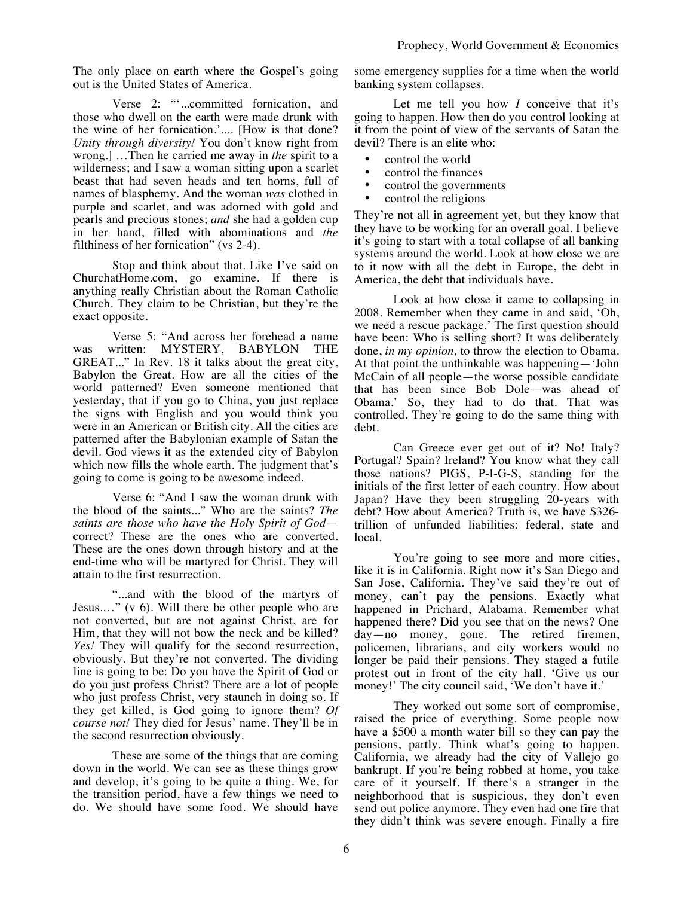The only place on earth where the Gospel's going out is the United States of America.

Verse 2: "'...committed fornication, and those who dwell on the earth were made drunk with the wine of her fornication.'.... [How is that done? *Unity through diversity!* You don't know right from wrong.] …Then he carried me away in *the* spirit to a wilderness; and I saw a woman sitting upon a scarlet beast that had seven heads and ten horns, full of names of blasphemy. And the woman *was* clothed in purple and scarlet, and was adorned with gold and pearls and precious stones; *and* she had a golden cup in her hand, filled with abominations and *the* filthiness of her fornication" (vs 2-4).

Stop and think about that. Like I've said on ChurchatHome.com, go examine. If there is anything really Christian about the Roman Catholic Church. They claim to be Christian, but they're the exact opposite.

Verse 5: "And across her forehead a name was written: MYSTERY, BABYLON THE GREAT..." In Rev. 18 it talks about the great city, Babylon the Great. How are all the cities of the world patterned? Even someone mentioned that yesterday, that if you go to China, you just replace the signs with English and you would think you were in an American or British city. All the cities are patterned after the Babylonian example of Satan the devil. God views it as the extended city of Babylon which now fills the whole earth. The judgment that's going to come is going to be awesome indeed.

Verse 6: "And I saw the woman drunk with the blood of the saints..." Who are the saints? *The saints are those who have the Holy Spirit of God*—correct? These are the ones who are converted. These are the ones down through history and at the end-time who will be martyred for Christ. They will attain to the first resurrection.

"...and with the blood of the martyrs of Jesus...." (v 6). Will there be other people who are not converted, but are not against Christ, are for Him, that they will not bow the neck and be killed? *Yes!* They will qualify for the second resurrection, obviously. But they're not converted. The dividing line is going to be: Do you have the Spirit of God or do you just profess Christ? There are a lot of people who just profess Christ, very staunch in doing so. If they get killed, is God going to ignore them? *Of course not!* They died for Jesus' name. They'll be in the second resurrection obviously.

These are some of the things that are coming down in the world. We can see as these things grow and develop, it's going to be quite a thing. We, for the transition period, have a few things we need to do. We should have some food. We should have some emergency supplies for a time when the world banking system collapses.

Let me tell you how *I* conceive that it's going to happen. How then do you control looking at it from the point of view of the servants of Satan the devil? There is an elite who:

- control the world
- control the finances
- control the governments
- control the religions

They're not all in agreement yet, but they know that they have to be working for an overall goal. I believe it's going to start with a total collapse of all banking systems around the world. Look at how close we are to it now with all the debt in Europe, the debt in America, the debt that individuals have.

Look at how close it came to collapsing in 2008. Remember when they came in and said, 'Oh, we need a rescue package.' The first question should have been: Who is selling short? It was deliberately done, *in my opinion,* to throw the election to Obama. At that point the unthinkable was happening—'John McCain of all people—the worse possible candidate that has been since Bob Dole—was ahead of Obama.' So, they had to do that. That was controlled. They're going to do the same thing with debt.

Can Greece ever get out of it? No! Italy? Portugal? Spain? Ireland? You know what they call those nations? PIGS, P-I-G-S, standing for the initials of the first letter of each country. How about Japan? Have they been struggling 20-years with debt? How about America? Truth is, we have $326-trillion of unfunded liabilities: federal, state and local.

You're going to see more and more cities, like it is in California. Right now it's San Diego and San Jose, California. They've said they're out of money, can't pay the pensions. Exactly what happened in Prichard, Alabama. Remember what happened there? Did you see that on the news? One day—no money, gone. The retired firemen, policemen, librarians, and city workers would no longer be paid their pensions. They staged a futile protest out in front of the city hall. 'Give us our money!' The city council said, 'We don't have it.'

They worked out some sort of compromise, raised the price of everything. Some people now have a $500 a month water bill so they can pay the pensions, partly. Think what's going to happen. California, we already had the city of Vallejo go bankrupt. If you're being robbed at home, you take care of it yourself. If there's a stranger in the neighborhood that is suspicious, they don't even send out police anymore. They even had one fire that they didn't think was severe enough. Finally a fire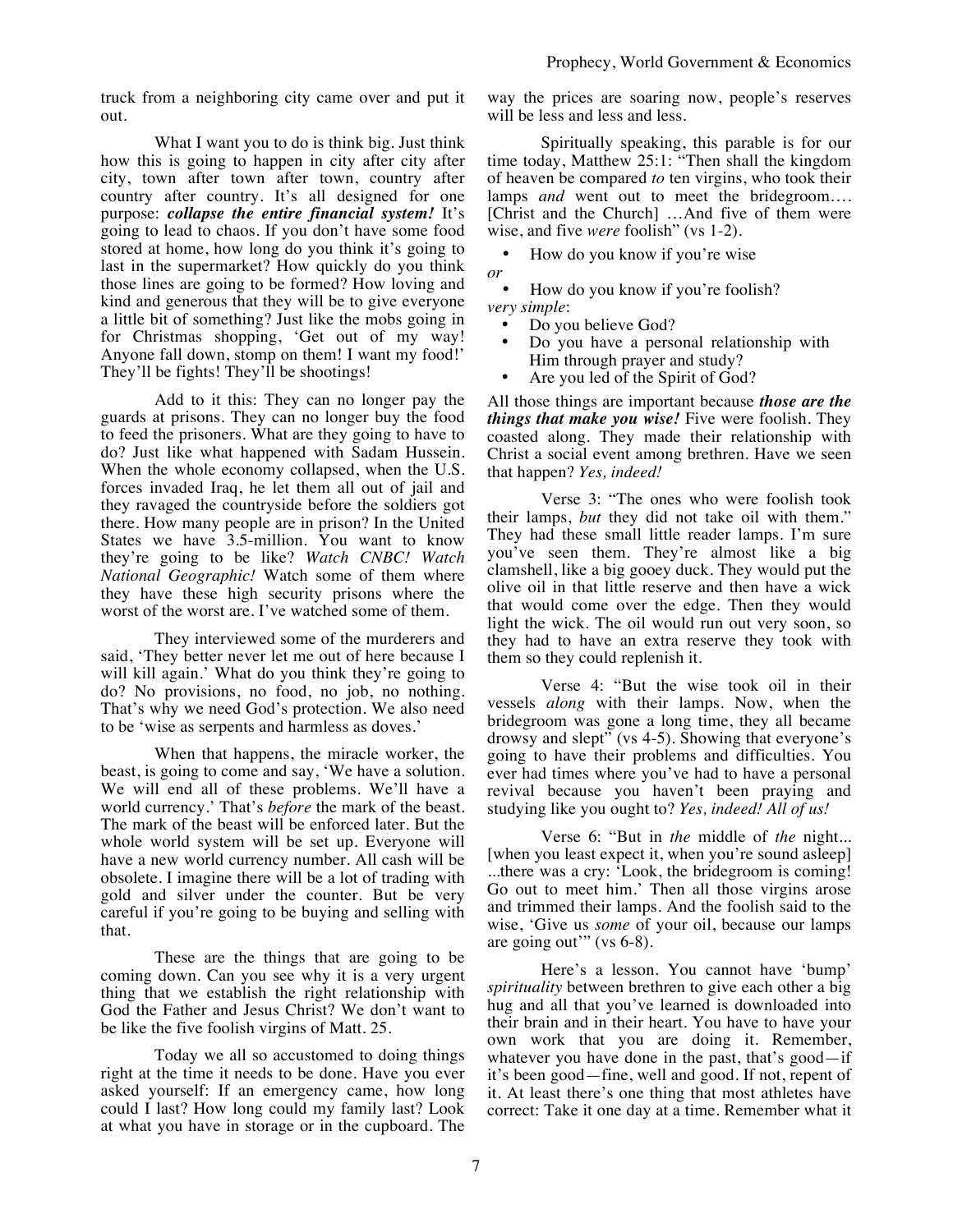truck from a neighboring city came over and put it out.

What I want you to do is think big. Just think how this is going to happen in city after city after city, town after town after town, country after country after country. It's all designed for one purpose: ***collapse the entire financial system!*** It's going to lead to chaos. If you don't have some food stored at home, how long do you think it's going to last in the supermarket? How quickly do you think those lines are going to be formed? How loving and kind and generous that they will be to give everyone a little bit of something? Just like the mobs going in for Christmas shopping, 'Get out of my way! Anyone fall down, stomp on them! I want my food!' They'll be fights! They'll be shootings!

Add to it this: They can no longer pay the guards at prisons. They can no longer buy the food to feed the prisoners. What are they going to have to do? Just like what happened with Sadam Hussein. When the whole economy collapsed, when the U.S. forces invaded Iraq, he let them all out of jail and they ravaged the countryside before the soldiers got there. How many people are in prison? In the United States we have 3.5-million. You want to know they're going to be like? *Watch CNBC! Watch National Geographic!* Watch some of them where they have these high security prisons where the worst of the worst are. I've watched some of them.

They interviewed some of the murderers and said, 'They better never let me out of here because I will kill again.' What do you think they're going to do? No provisions, no food, no job, no nothing. That's why we need God's protection. We also need to be 'wise as serpents and harmless as doves.'

When that happens, the miracle worker, the beast, is going to come and say, 'We have a solution. We will end all of these problems. We'll have a world currency.' That's *before* the mark of the beast. The mark of the beast will be enforced later. But the whole world system will be set up. Everyone will have a new world currency number. All cash will be obsolete. I imagine there will be a lot of trading with gold and silver under the counter. But be very careful if you're going to be buying and selling with that.

These are the things that are going to be coming down. Can you see why it is a very urgent thing that we establish the right relationship with God the Father and Jesus Christ? We don't want to be like the five foolish virgins of Matt. 25.

Today we all so accustomed to doing things right at the time it needs to be done. Have you ever asked yourself: If an emergency came, how long could I last? How long could my family last? Look at what you have in storage or in the cupboard. The way the prices are soaring now, people's reserves will be less and less and less.

Spiritually speaking, this parable is for our time today, Matthew 25:1: "Then shall the kingdom of heaven be compared *to* ten virgins, who took their lamps *and* went out to meet the bridegroom.... [Christ and the Church] ...And five of them were wise, and five *were* foolish" (vs 1-2).

- How do you know if you're wise

*or*

- How do you know if you're foolish?

*very simple*:

- Do you believe God?
- Do you have a personal relationship with Him through prayer and study?
- Are you led of the Spirit of God?

All those things are important because ***those are the things that make you wise!*** Five were foolish. They coasted along. They made their relationship with Christ a social event among brethren. Have we seen that happen? *Yes, indeed!*

Verse 3: "The ones who were foolish took their lamps, *but* they did not take oil with them." They had these small little reader lamps. I'm sure you've seen them. They're almost like a big clamshell, like a big gooey duck. They would put the olive oil in that little reserve and then have a wick that would come over the edge. Then they would light the wick. The oil would run out very soon, so they had to have an extra reserve they took with them so they could replenish it.

Verse 4: "But the wise took oil in their vessels *along* with their lamps. Now, when the bridegroom was gone a long time, they all became drowsy and slept" (vs 4-5). Showing that everyone's going to have their problems and difficulties. You ever had times where you've had to have a personal revival because you haven't been praying and studying like you ought to? *Yes, indeed! All of us!*

Verse 6: "But in *the* middle of *the* night... [when you least expect it, when you're sound asleep] ...there was a cry: 'Look, the bridegroom is coming! Go out to meet him.' Then all those virgins arose and trimmed their lamps. And the foolish said to the wise, 'Give us *some* of your oil, because our lamps are going out'" (vs 6-8).

Here's a lesson. You cannot have 'bump' *spirituality* between brethren to give each other a big hug and all that you've learned is downloaded into their brain and in their heart. You have to have your own work that you are doing it. Remember, whatever you have done in the past, that's good—if it's been good—fine, well and good. If not, repent of it. At least there's one thing that most athletes have correct: Take it one day at a time. Remember what it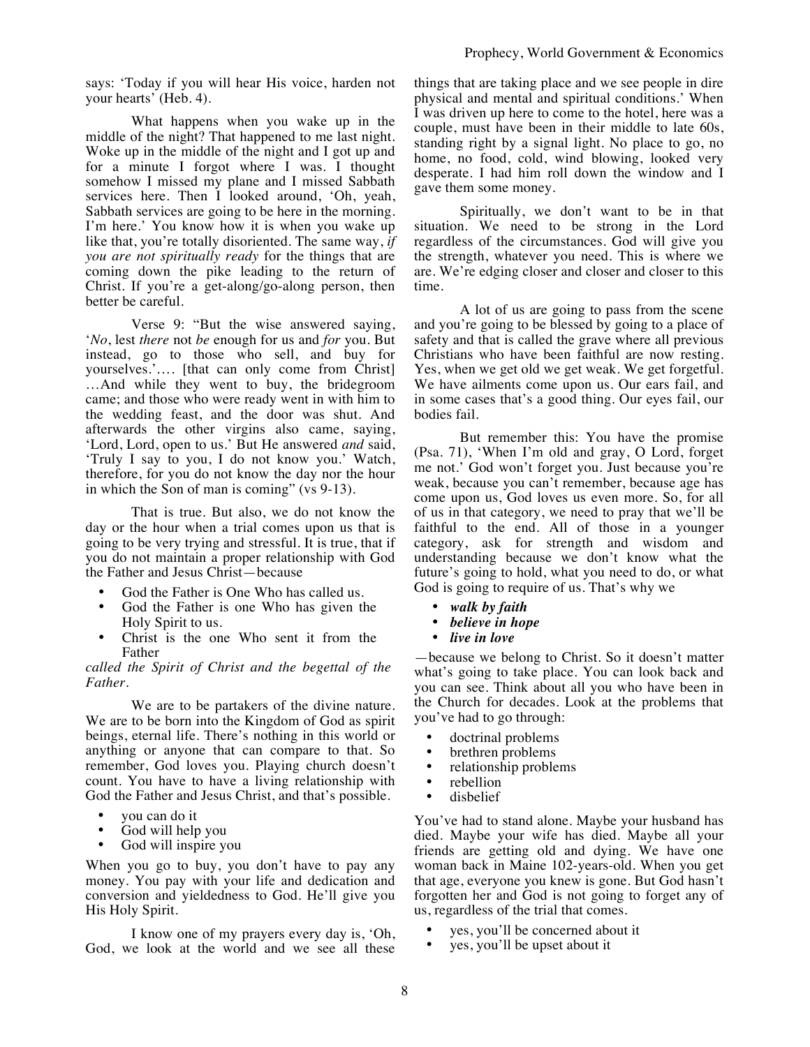says: 'Today if you will hear His voice, harden not your hearts' (Heb. 4).

What happens when you wake up in the middle of the night? That happened to me last night. Woke up in the middle of the night and I got up and for a minute I forgot where I was. I thought somehow I missed my plane and I missed Sabbath services here. Then I looked around, 'Oh, yeah, Sabbath services are going to be here in the morning. I'm here.' You know how it is when you wake up like that, you're totally disoriented. The same way, *if you are not spiritually ready* for the things that are coming down the pike leading to the return of Christ. If you're a get-along/go-along person, then better be careful.

Verse 9: "But the wise answered saying, '*No*, lest *there* not *be* enough for us and *for* you. But instead, go to those who sell, and buy for yourselves.'.... [that can only come from Christ] …And while they went to buy, the bridegroom came; and those who were ready went in with him to the wedding feast, and the door was shut. And afterwards the other virgins also came, saying, 'Lord, Lord, open to us.' But He answered *and* said, 'Truly I say to you, I do not know you.' Watch, therefore, for you do not know the day nor the hour in which the Son of man is coming" (vs 9-13).

That is true. But also, we do not know the day or the hour when a trial comes upon us that is going to be very trying and stressful. It is true, that if you do not maintain a proper relationship with God the Father and Jesus Christ—because

- God the Father is One Who has called us.
- God the Father is one Who has given the Holy Spirit to us.
- Christ is the one Who sent it from the Father

*called the Spirit of Christ and the begettal of the Father.*

We are to be partakers of the divine nature. We are to be born into the Kingdom of God as spirit beings, eternal life. There's nothing in this world or anything or anyone that can compare to that. So remember, God loves you. Playing church doesn't count. You have to have a living relationship with God the Father and Jesus Christ, and that's possible.

- you can do it
- God will help you
- God will inspire you

When you go to buy, you don't have to pay any money. You pay with your life and dedication and conversion and yieldedness to God. He'll give you His Holy Spirit.

I know one of my prayers every day is, 'Oh, God, we look at the world and we see all these things that are taking place and we see people in dire physical and mental and spiritual conditions.' When I was driven up here to come to the hotel, here was a couple, must have been in their middle to late 60s, standing right by a signal light. No place to go, no home, no food, cold, wind blowing, looked very desperate. I had him roll down the window and I gave them some money.

Spiritually, we don't want to be in that situation. We need to be strong in the Lord regardless of the circumstances. God will give you the strength, whatever you need. This is where we are. We're edging closer and closer and closer to this time.

A lot of us are going to pass from the scene and you're going to be blessed by going to a place of safety and that is called the grave where all previous Christians who have been faithful are now resting. Yes, when we get old we get weak. We get forgetful. We have ailments come upon us. Our ears fail, and in some cases that's a good thing. Our eyes fail, our bodies fail.

But remember this: You have the promise (Psa. 71), 'When I'm old and gray, O Lord, forget me not.' God won't forget you. Just because you're weak, because you can't remember, because age has come upon us, God loves us even more. So, for all of us in that category, we need to pray that we'll be faithful to the end. All of those in a younger category, ask for strength and wisdom and understanding because we don't know what the future's going to hold, what you need to do, or what God is going to require of us. That's why we

- ***walk by faith***
- ***believe in hope***
- ***live in love***

—because we belong to Christ. So it doesn't matter what's going to take place. You can look back and you can see. Think about all you who have been in the Church for decades. Look at the problems that you've had to go through:

- doctrinal problems
- brethren problems
- relationship problems
- rebellion
- disbelief

You've had to stand alone. Maybe your husband has died. Maybe your wife has died. Maybe all your friends are getting old and dying. We have one woman back in Maine 102-years-old. When you get that age, everyone you knew is gone. But God hasn't forgotten her and God is not going to forget any of us, regardless of the trial that comes.

- yes, you'll be concerned about it
- yes, you'll be upset about it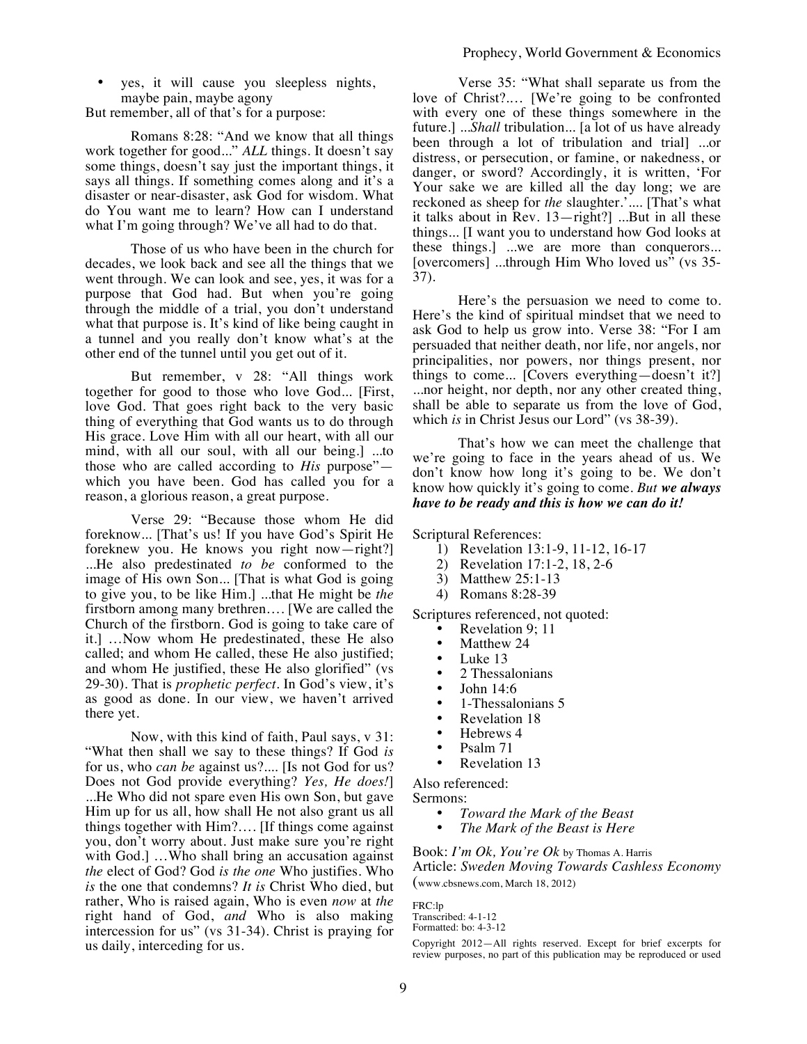- yes, it will cause you sleepless nights, maybe pain, maybe agony

But remember, all of that's for a purpose:

Romans 8:28: "And we know that all things work together for good..." *ALL* things. It doesn't say some things, doesn't say just the important things, it says all things. If something comes along and it's a disaster or near-disaster, ask God for wisdom. What do You want me to learn? How can I understand what I'm going through? We've all had to do that.

Those of us who have been in the church for decades, we look back and see all the things that we went through. We can look and see, yes, it was for a purpose that God had. But when you're going through the middle of a trial, you don't understand what that purpose is. It's kind of like being caught in a tunnel and you really don't know what's at the other end of the tunnel until you get out of it.

But remember, v 28: "All things work together for good to those who love God... [First, love God. That goes right back to the very basic thing of everything that God wants us to do through His grace. Love Him with all our heart, with all our mind, with all our soul, with all our being.] ...to those who are called according to *His* purpose"—which you have been. God has called you for a reason, a glorious reason, a great purpose.

Verse 29: "Because those whom He did foreknow... [That's us! If you have God's Spirit He foreknew you. He knows you right now—right?] ...He also predestinated *to be* conformed to the image of His own Son... [That is what God is going to give you, to be like Him.] ...that He might be *the* firstborn among many brethren…. [We are called the Church of the firstborn. God is going to take care of it.] …Now whom He predestinated, these He also called; and whom He called, these He also justified; and whom He justified, these He also glorified" (vs 29-30). That is *prophetic perfect*. In God's view, it's as good as done. In our view, we haven't arrived there yet.

Now, with this kind of faith, Paul says, v 31: "What then shall we say to these things? If God *is* for us, who *can be* against us?.... [Is not God for us? Does not God provide everything? *Yes, He does!*] ...He Who did not spare even His own Son, but gave Him up for us all, how shall He not also grant us all things together with Him?…. [If things come against you, don't worry about. Just make sure you're right with God.] …Who shall bring an accusation against *the* elect of God? God *is the one* Who justifies. Who *is* the one that condemns? *It is* Christ Who died, but rather, Who is raised again, Who is even *now* at *the* right hand of God, *and* Who is also making intercession for us" (vs 31-34). Christ is praying for us daily, interceding for us.

Verse 35: "What shall separate us from the love of Christ?.… [We're going to be confronted with every one of these things somewhere in the future.] ...*Shall* tribulation... [a lot of us have already been through a lot of tribulation and trial] ...or distress, or persecution, or famine, or nakedness, or danger, or sword? Accordingly, it is written, 'For Your sake we are killed all the day long; we are reckoned as sheep for *the* slaughter.'.... [That's what it talks about in Rev. 13—right?] ...But in all these things... [I want you to understand how God looks at these things.] ...we are more than conquerors... [overcomers] ...through Him Who loved us" (vs 35-37).

Here's the persuasion we need to come to. Here's the kind of spiritual mindset that we need to ask God to help us grow into. Verse 38: "For I am persuaded that neither death, nor life, nor angels, nor principalities, nor powers, nor things present, nor things to come... [Covers everything—doesn't it?] ...nor height, nor depth, nor any other created thing, shall be able to separate us from the love of God, which *is* in Christ Jesus our Lord" (vs 38-39).

That's how we can meet the challenge that we're going to face in the years ahead of us. We don't know how long it's going to be. We don't know how quickly it's going to come. *But **we always have to be ready and this is how we can do it!***

Scriptural References:

1) Revelation 13:1-9, 11-12, 16-17
2) Revelation 17:1-2, 18, 2-6
3) Matthew 25:1-13
4) Romans 8:28-39

Scriptures referenced, not quoted:

- Revelation 9; 11
- Matthew 24
- Luke 13
- 2 Thessalonians
- John 14:6
- 1-Thessalonians 5
- Revelation 18
- Hebrews 4
- Psalm 71
- Revelation 13

Also referenced:

Sermons:

- *Toward the Mark of the Beast*
- *The Mark of the Beast is Here*

Book: *I'm Ok, You're Ok* by Thomas A. Harris

Article: *Sweden Moving Towards Cashless Economy* (www.cbsnews.com, March 18, 2012)

FRC:lp
Transcribed: 4-1-12
Formatted: bo: 4-3-12

Copyright 2012—All rights reserved. Except for brief excerpts for review purposes, no part of this publication may be reproduced or used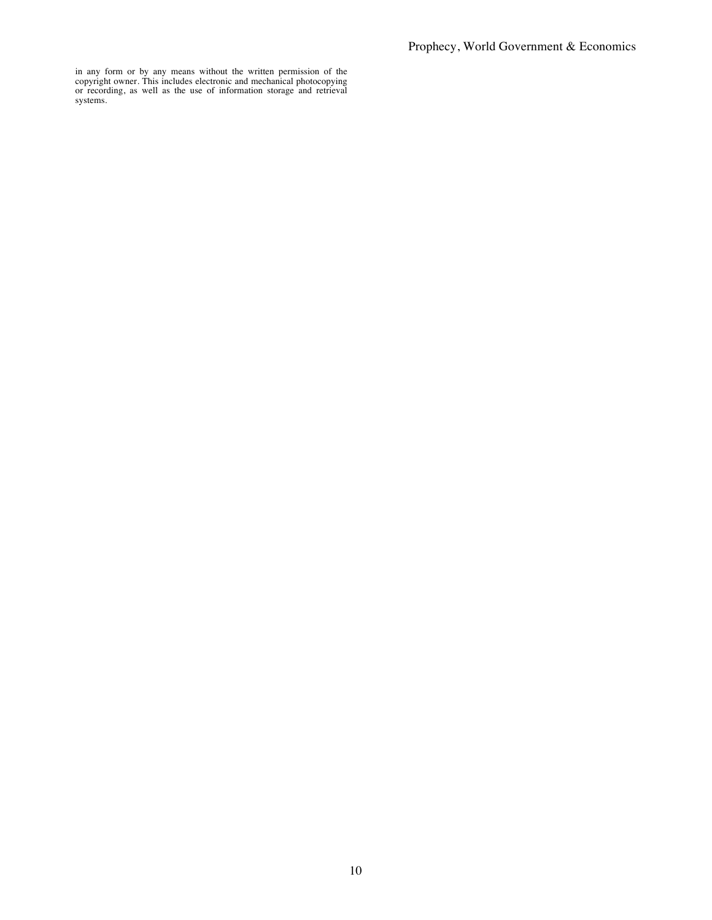in any form or by any means without the written permission of the copyright owner. This includes electronic and mechanical photocopying or recording, as well as the use of information storage and retrieval systems.